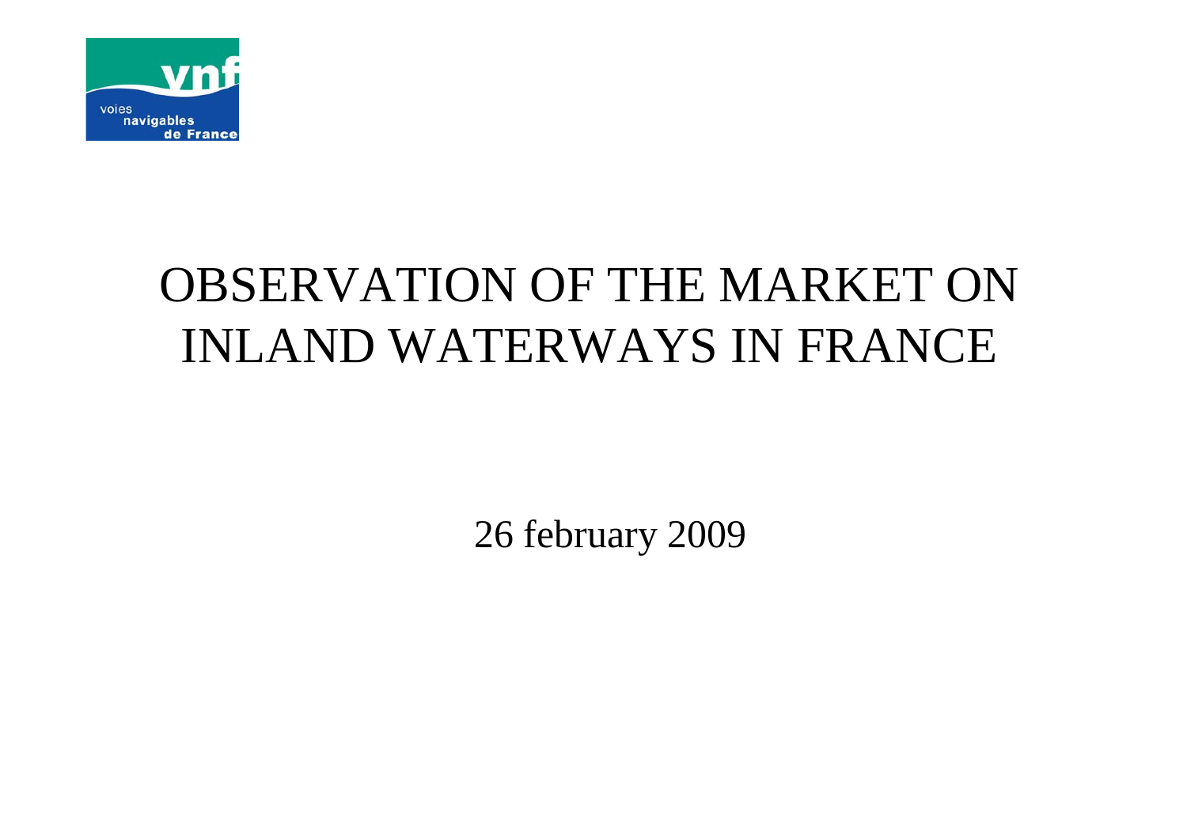voies navigables de France

# OBSERVATION OF THE MARKET ON INLAND WATERWAYS IN FRANCE

26 february 2009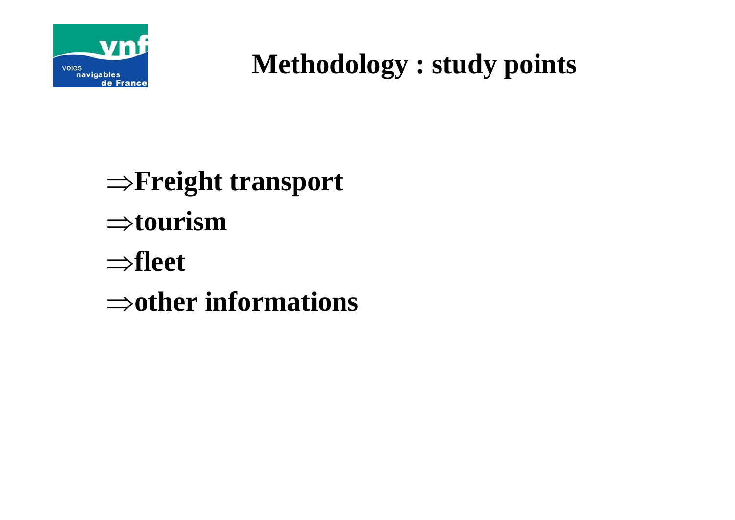# Methodology : study points

- ⇒Freight transport
- ⇒tourism
- ⇒fleet
- ⇒other informations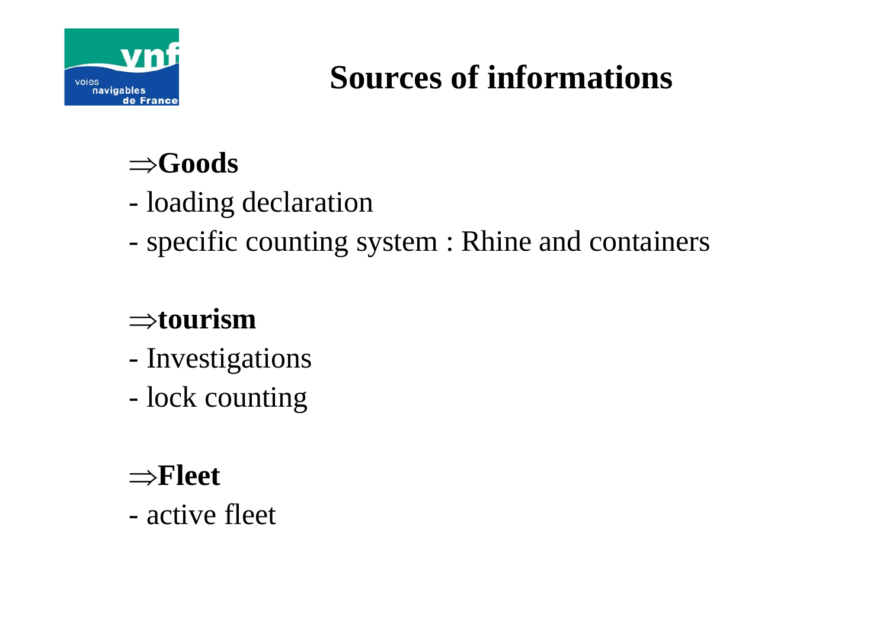# Sources of informations

⇒**Goods**

- loading declaration
- specific counting system : Rhine and containers

⇒**tourism**

- Investigations
- lock counting

⇒**Fleet**

- active fleet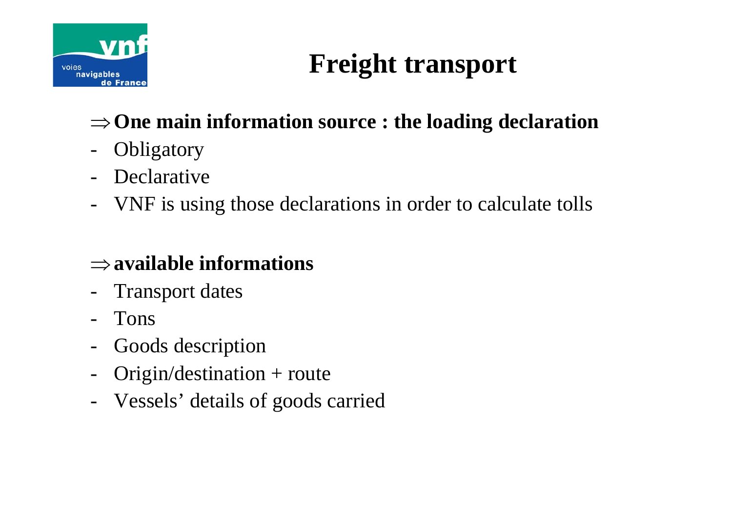# Freight transport

⇒ **One main information source : the loading declaration**

- Obligatory
- Declarative
- VNF is using those declarations in order to calculate tolls

⇒ **available informations**

- Transport dates
- Tons
- Goods description
- Origin/destination + route
- Vessels' details of goods carried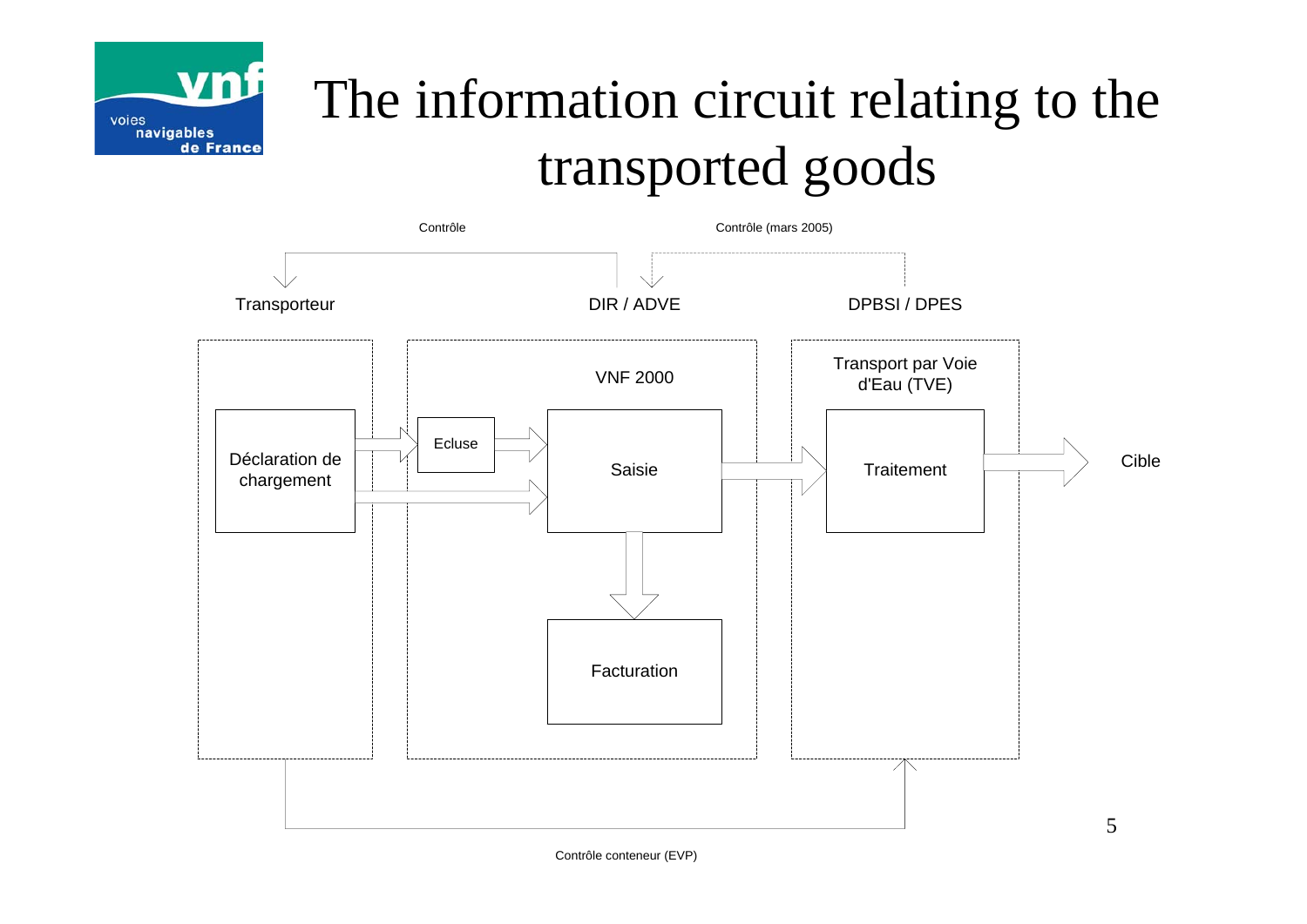# The information circuit relating to the transported goods

Contrôle

Contrôle (mars 2005)

Transporteur

DIR / ADVE

DPBSI / DPES

Déclaration de chargement

VNF 2000

Ecluse

Saisie

Facturation

Transport par Voie d'Eau (TVE)

Traitement

Cible

Contrôle conteneur (EVP)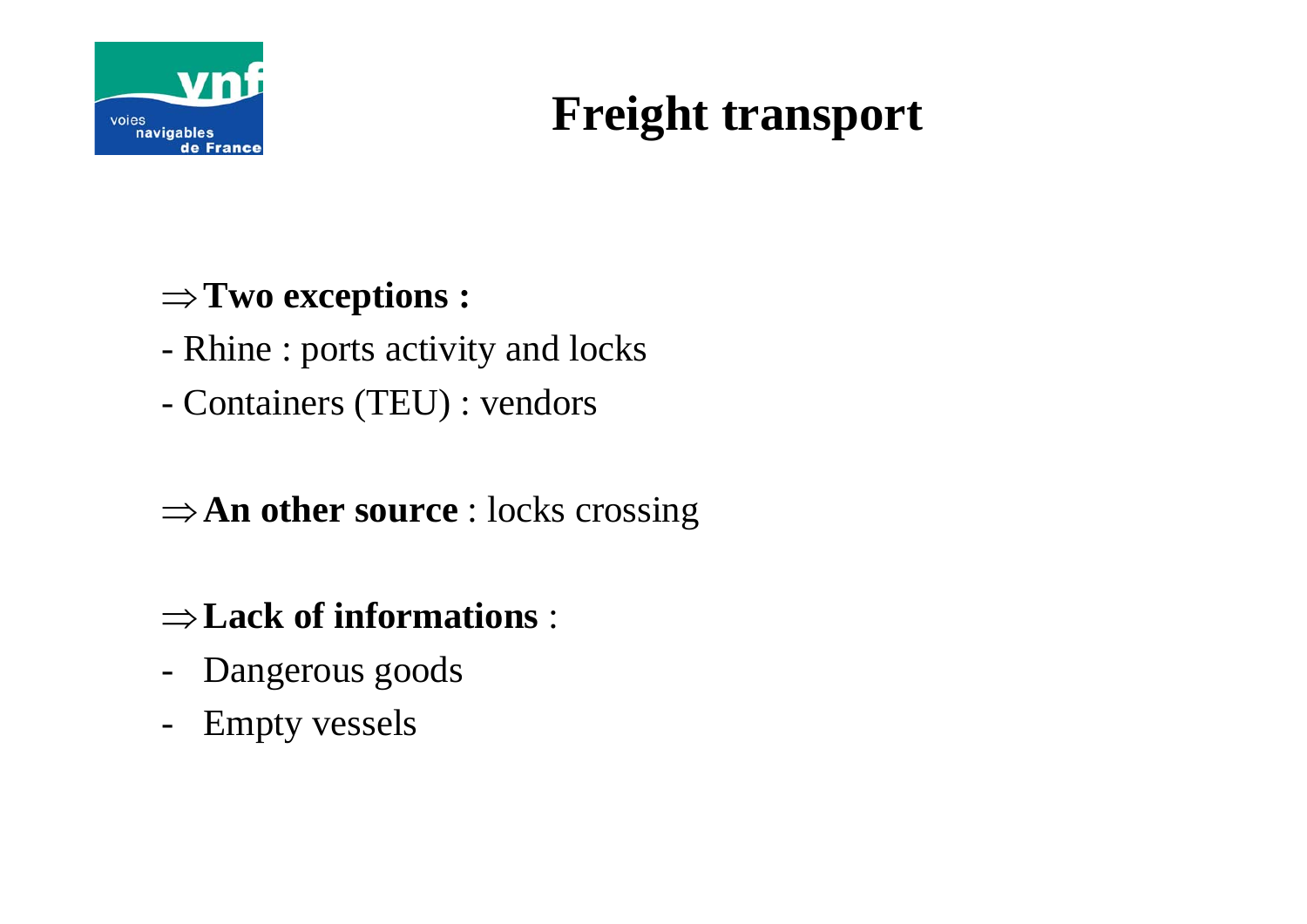# Freight transport

⇒ **Two exceptions :**

- Rhine : ports activity and locks
- Containers (TEU) : vendors

⇒ **An other source** : locks crossing

⇒ **Lack of informations** :

- Dangerous goods
- Empty vessels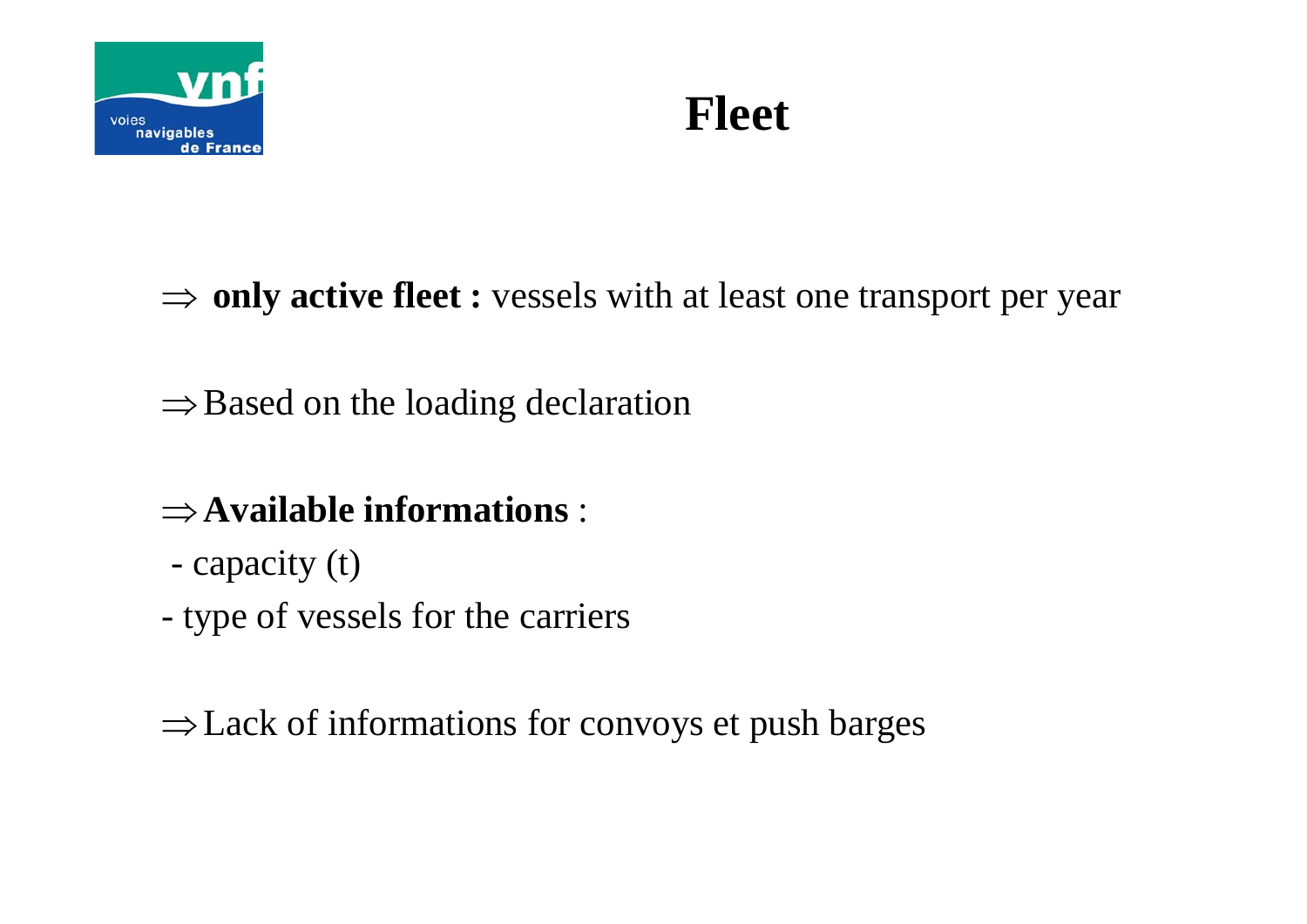# Fleet

$\Rightarrow$ **only active fleet :** vessels with at least one transport per year

$\Rightarrow$ Based on the loading declaration

$\Rightarrow$ **Available informations** :

- capacity (t)
- type of vessels for the carriers

$\Rightarrow$ Lack of informations for convoys et push barges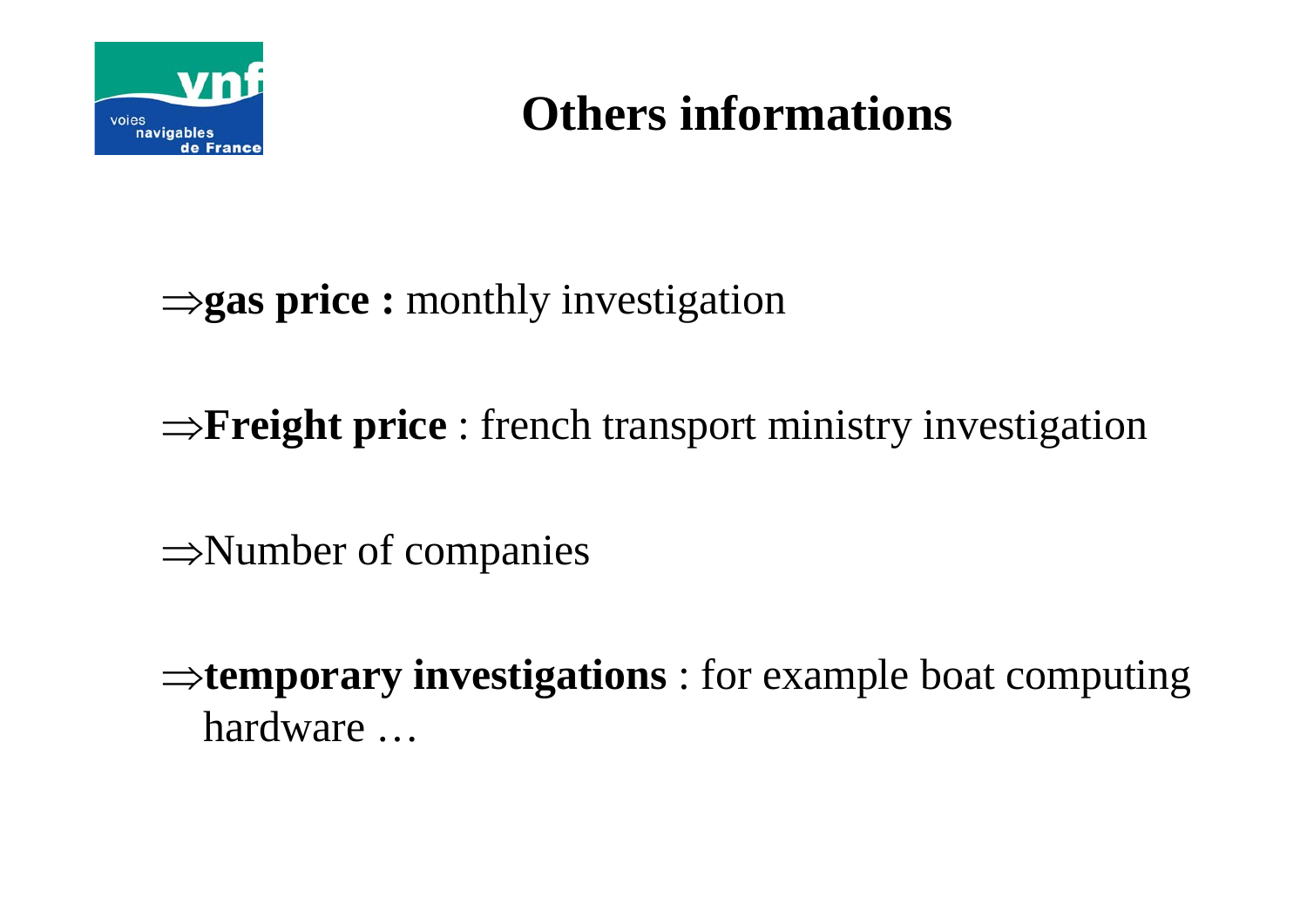# Others informations

⇒**gas price :** monthly investigation

⇒**Freight price** : french transport ministry investigation

⇒Number of companies

⇒**temporary investigations** : for example boat computing hardware …